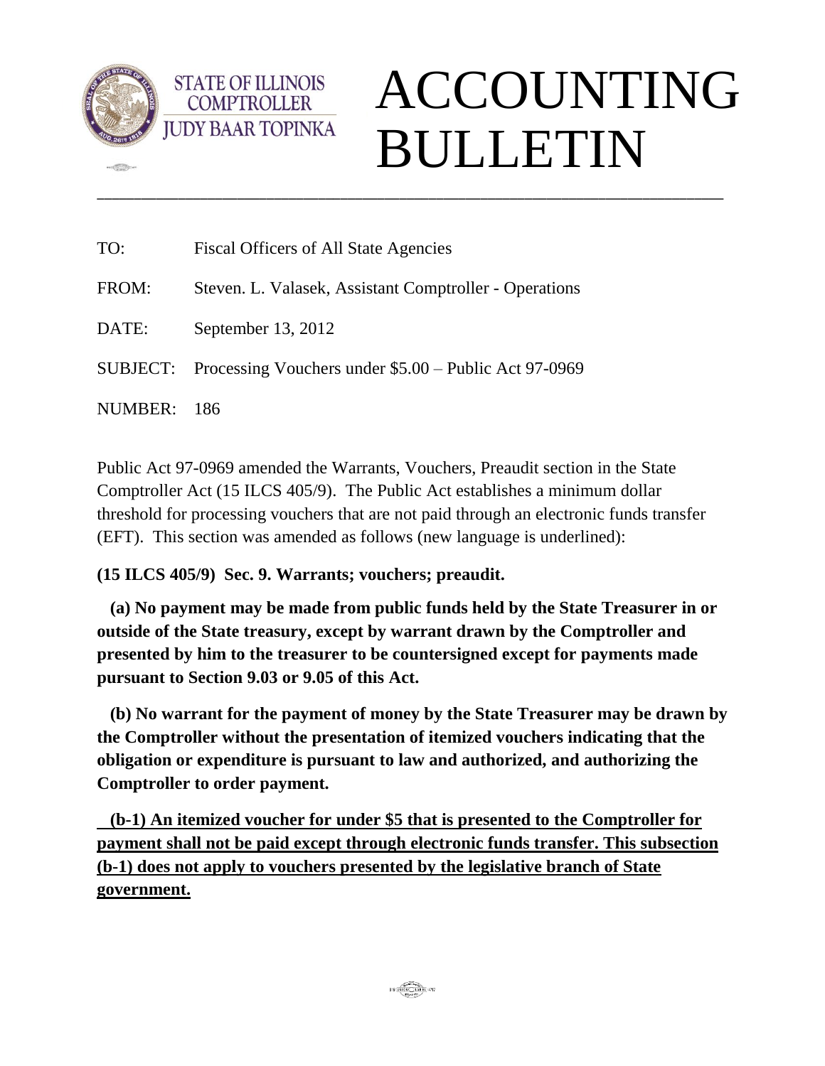STATE OF ILLINOIS
COMPTROLLER
JUDY BAAR TOPINKA

# ACCOUNTING BULLETIN

---

TO: Fiscal Officers of All State Agencies

FROM: Steven. L. Valasek, Assistant Comptroller - Operations

DATE: September 13, 2012

SUBJECT: Processing Vouchers under $5.00 – Public Act 97-0969

NUMBER: 186

Public Act 97-0969 amended the Warrants, Vouchers, Preaudit section in the State Comptroller Act (15 ILCS 405/9). The Public Act establishes a minimum dollar threshold for processing vouchers that are not paid through an electronic funds transfer (EFT). This section was amended as follows (new language is underlined):

**(15 ILCS 405/9) Sec. 9. Warrants; vouchers; preaudit.**

**(a) No payment may be made from public funds held by the State Treasurer in or outside of the State treasury, except by warrant drawn by the Comptroller and presented by him to the treasurer to be countersigned except for payments made pursuant to Section 9.03 or 9.05 of this Act.**

**(b) No warrant for the payment of money by the State Treasurer may be drawn by the Comptroller without the presentation of itemized vouchers indicating that the obligation or expenditure is pursuant to law and authorized, and authorizing the Comptroller to order payment.**

<u>**(b-1) An itemized voucher for under $5 that is presented to the Comptroller for payment shall not be paid except through electronic funds transfer. This subsection (b-1) does not apply to vouchers presented by the legislative branch of State government.**</u>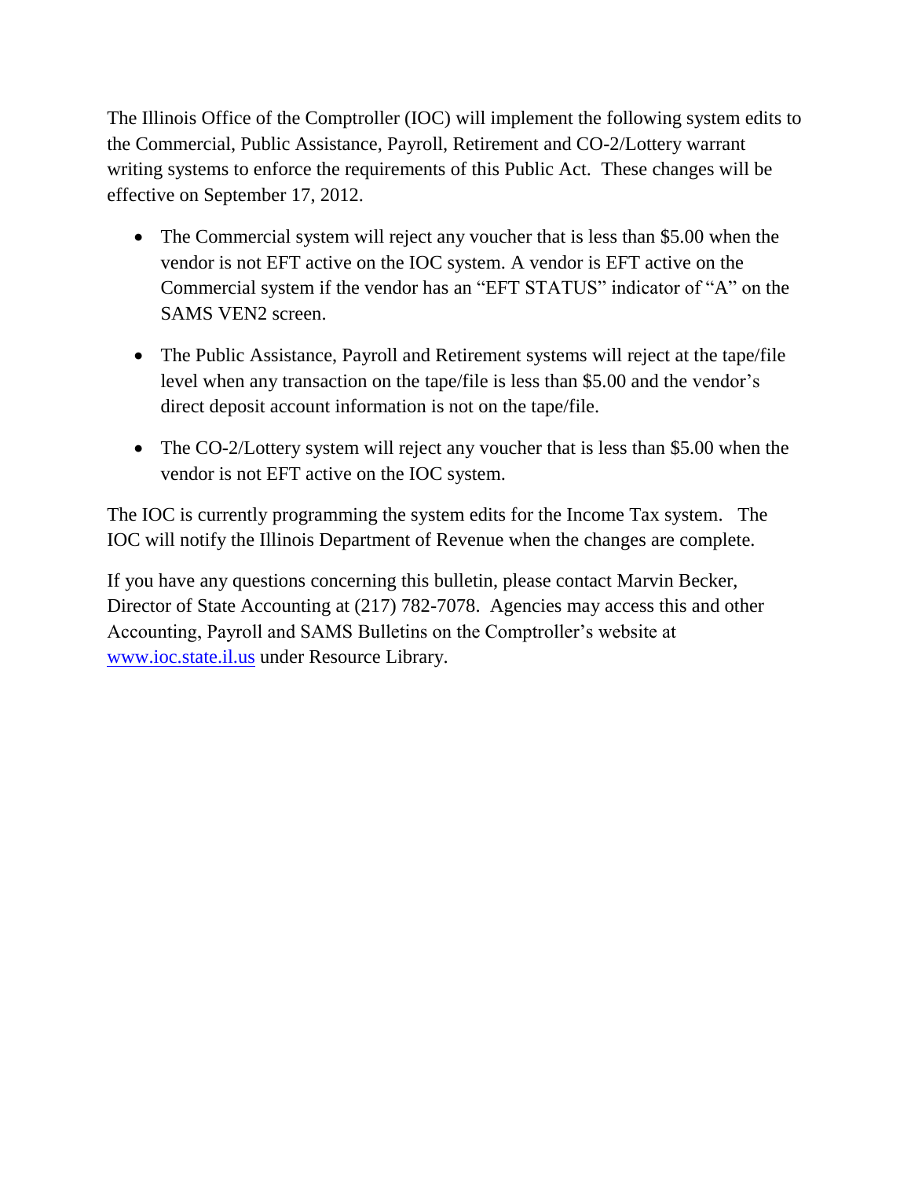The Illinois Office of the Comptroller (IOC) will implement the following system edits to the Commercial, Public Assistance, Payroll, Retirement and CO-2/Lottery warrant writing systems to enforce the requirements of this Public Act. These changes will be effective on September 17, 2012.

- The Commercial system will reject any voucher that is less than $5.00 when the vendor is not EFT active on the IOC system. A vendor is EFT active on the Commercial system if the vendor has an “EFT STATUS” indicator of “A” on the SAMS VEN2 screen.
- The Public Assistance, Payroll and Retirement systems will reject at the tape/file level when any transaction on the tape/file is less than $5.00 and the vendor’s direct deposit account information is not on the tape/file.
- The CO-2/Lottery system will reject any voucher that is less than $5.00 when the vendor is not EFT active on the IOC system.

The IOC is currently programming the system edits for the Income Tax system. The IOC will notify the Illinois Department of Revenue when the changes are complete.

If you have any questions concerning this bulletin, please contact Marvin Becker, Director of State Accounting at (217) 782-7078. Agencies may access this and other Accounting, Payroll and SAMS Bulletins on the Comptroller’s website at [www.ioc.state.il.us](http://www.ioc.state.il.us) under Resource Library.